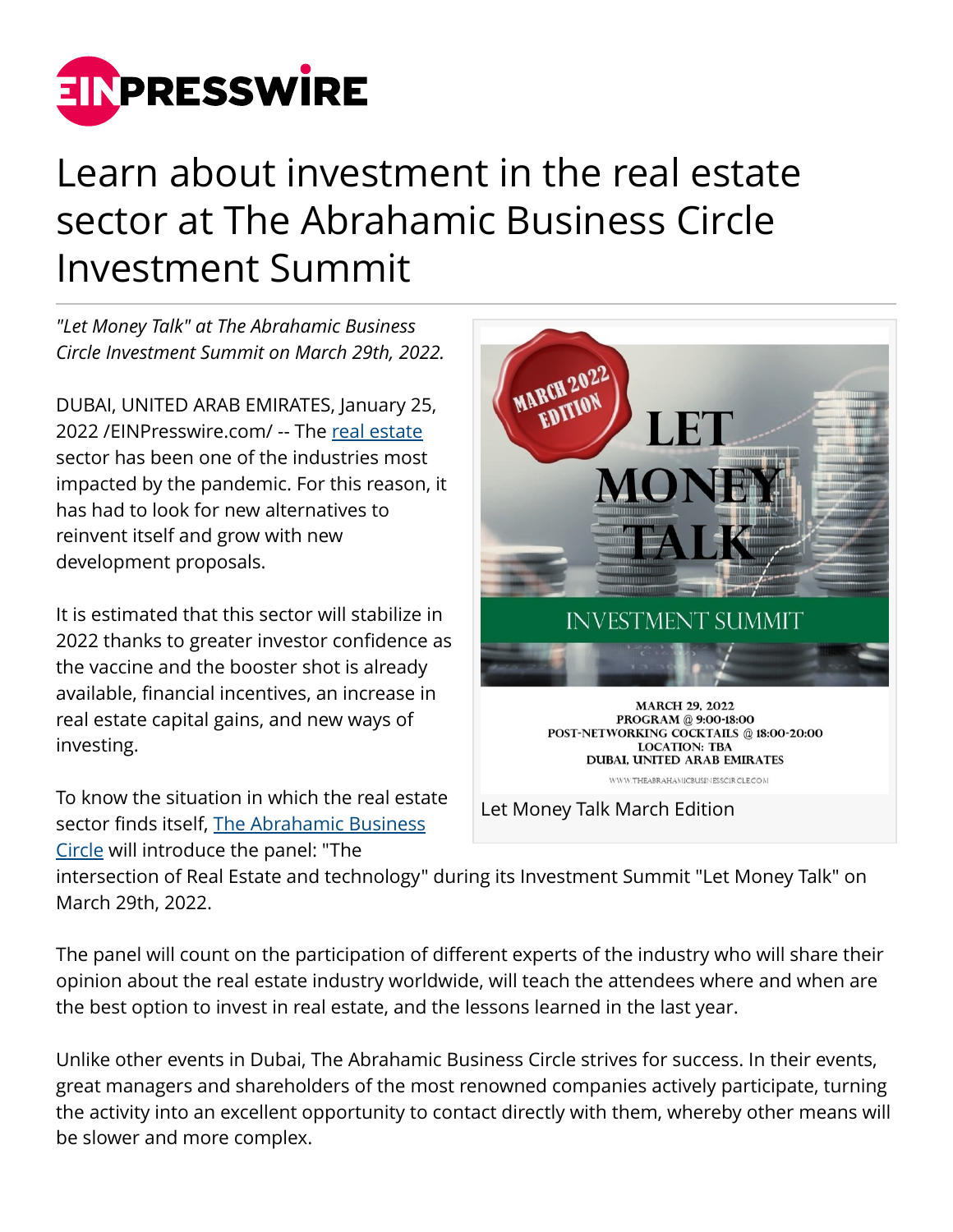# Learn about investment in the real estate sector at The Abrahamic Business Circle Investment Summit

*"Let Money Talk" at The Abrahamic Business Circle Investment Summit on March 29th, 2022.*

DUBAI, UNITED ARAB EMIRATES, January 25, 2022 /EINPresswire.com/ -- The real estate sector has been one of the industries most impacted by the pandemic. For this reason, it has had to look for new alternatives to reinvent itself and grow with new development proposals.

It is estimated that this sector will stabilize in 2022 thanks to greater investor confidence as the vaccine and the booster shot is already available, financial incentives, an increase in real estate capital gains, and new ways of investing.

To know the situation in which the real estate sector finds itself, The Abrahamic Business Circle will introduce the panel: "The intersection of Real Estate and technology" during its Investment Summit "Let Money Talk" on March 29th, 2022.

Let Money Talk March Edition

The panel will count on the participation of different experts of the industry who will share their opinion about the real estate industry worldwide, will teach the attendees where and when are the best option to invest in real estate, and the lessons learned in the last year.

Unlike other events in Dubai, The Abrahamic Business Circle strives for success. In their events, great managers and shareholders of the most renowned companies actively participate, turning the activity into an excellent opportunity to contact directly with them, whereby other means will be slower and more complex.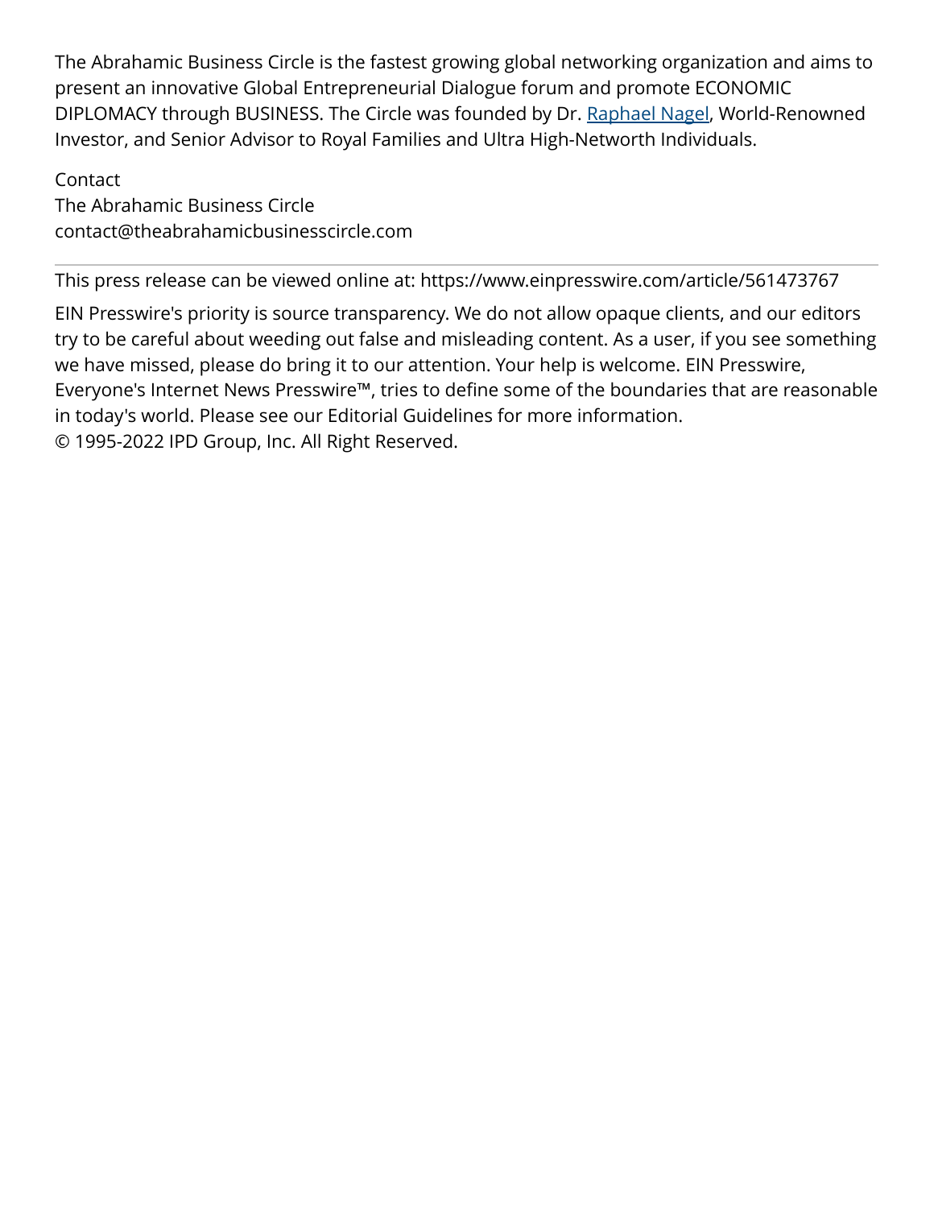The Abrahamic Business Circle is the fastest growing global networking organization and aims to present an innovative Global Entrepreneurial Dialogue forum and promote ECONOMIC DIPLOMACY through BUSINESS. The Circle was founded by Dr. Raphael Nagel, World-Renowned Investor, and Senior Advisor to Royal Families and Ultra High-Networth Individuals.

Contact
The Abrahamic Business Circle
contact@theabrahamicbusinesscircle.com

---

This press release can be viewed online at: https://www.einpresswire.com/article/561473767

EIN Presswire's priority is source transparency. We do not allow opaque clients, and our editors try to be careful about weeding out false and misleading content. As a user, if you see something we have missed, please do bring it to our attention. Your help is welcome. EIN Presswire, Everyone's Internet News Presswire™, tries to define some of the boundaries that are reasonable in today's world. Please see our Editorial Guidelines for more information.
© 1995-2022 IPD Group, Inc. All Right Reserved.